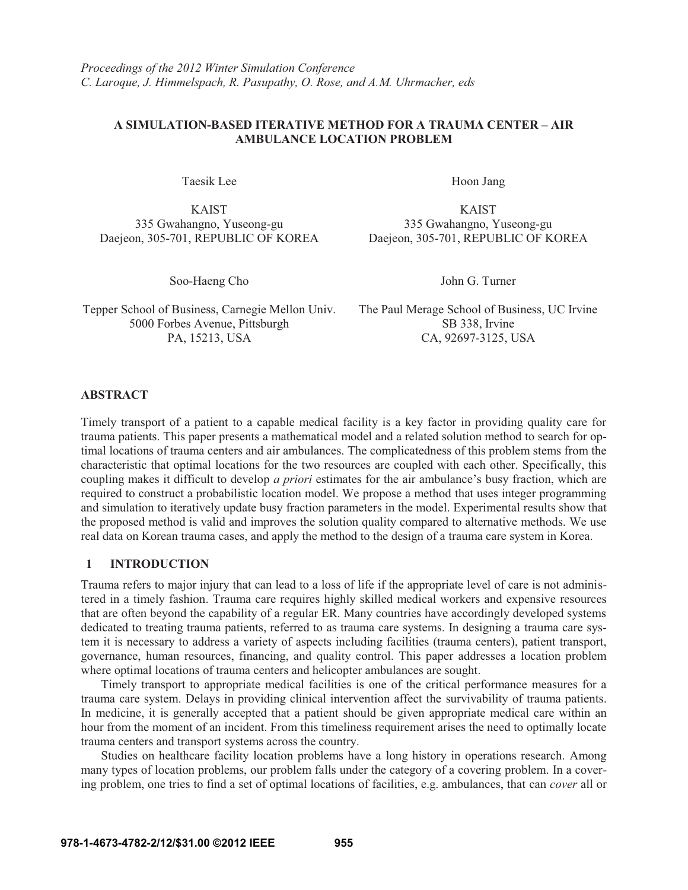*Proceedings of the 2012 Winter Simulation Conference*
*C. Laroque, J. Himmelspach, R. Pasupathy, O. Rose, and A.M. Uhrmacher, eds*

# A SIMULATION-BASED ITERATIVE METHOD FOR A TRAUMA CENTER – AIR AMBULANCE LOCATION PROBLEM

Taesik Lee
KAIST
335 Gwahangno, Yuseong-gu
Daejeon, 305-701, REPUBLIC OF KOREA

Hoon Jang
KAIST
335 Gwahangno, Yuseong-gu
Daejeon, 305-701, REPUBLIC OF KOREA

Soo-Haeng Cho
Tepper School of Business, Carnegie Mellon Univ.
5000 Forbes Avenue, Pittsburgh
PA, 15213, USA

John G. Turner
The Paul Merage School of Business, UC Irvine
SB 338, Irvine
CA, 92697-3125, USA

## ABSTRACT

Timely transport of a patient to a capable medical facility is a key factor in providing quality care for trauma patients. This paper presents a mathematical model and a related solution method to search for optimal locations of trauma centers and air ambulances. The complicatedness of this problem stems from the characteristic that optimal locations for the two resources are coupled with each other. Specifically, this coupling makes it difficult to develop *a priori* estimates for the air ambulance's busy fraction, which are required to construct a probabilistic location model. We propose a method that uses integer programming and simulation to iteratively update busy fraction parameters in the model. Experimental results show that the proposed method is valid and improves the solution quality compared to alternative methods. We use real data on Korean trauma cases, and apply the method to the design of a trauma care system in Korea.

## 1 INTRODUCTION

Trauma refers to major injury that can lead to a loss of life if the appropriate level of care is not administered in a timely fashion. Trauma care requires highly skilled medical workers and expensive resources that are often beyond the capability of a regular ER. Many countries have accordingly developed systems dedicated to treating trauma patients, referred to as trauma care systems. In designing a trauma care system it is necessary to address a variety of aspects including facilities (trauma centers), patient transport, governance, human resources, financing, and quality control. This paper addresses a location problem where optimal locations of trauma centers and helicopter ambulances are sought.

Timely transport to appropriate medical facilities is one of the critical performance measures for a trauma care system. Delays in providing clinical intervention affect the survivability of trauma patients. In medicine, it is generally accepted that a patient should be given appropriate medical care within an hour from the moment of an incident. From this timeliness requirement arises the need to optimally locate trauma centers and transport systems across the country.

Studies on healthcare facility location problems have a long history in operations research. Among many types of location problems, our problem falls under the category of a covering problem. In a covering problem, one tries to find a set of optimal locations of facilities, e.g. ambulances, that can *cover* all or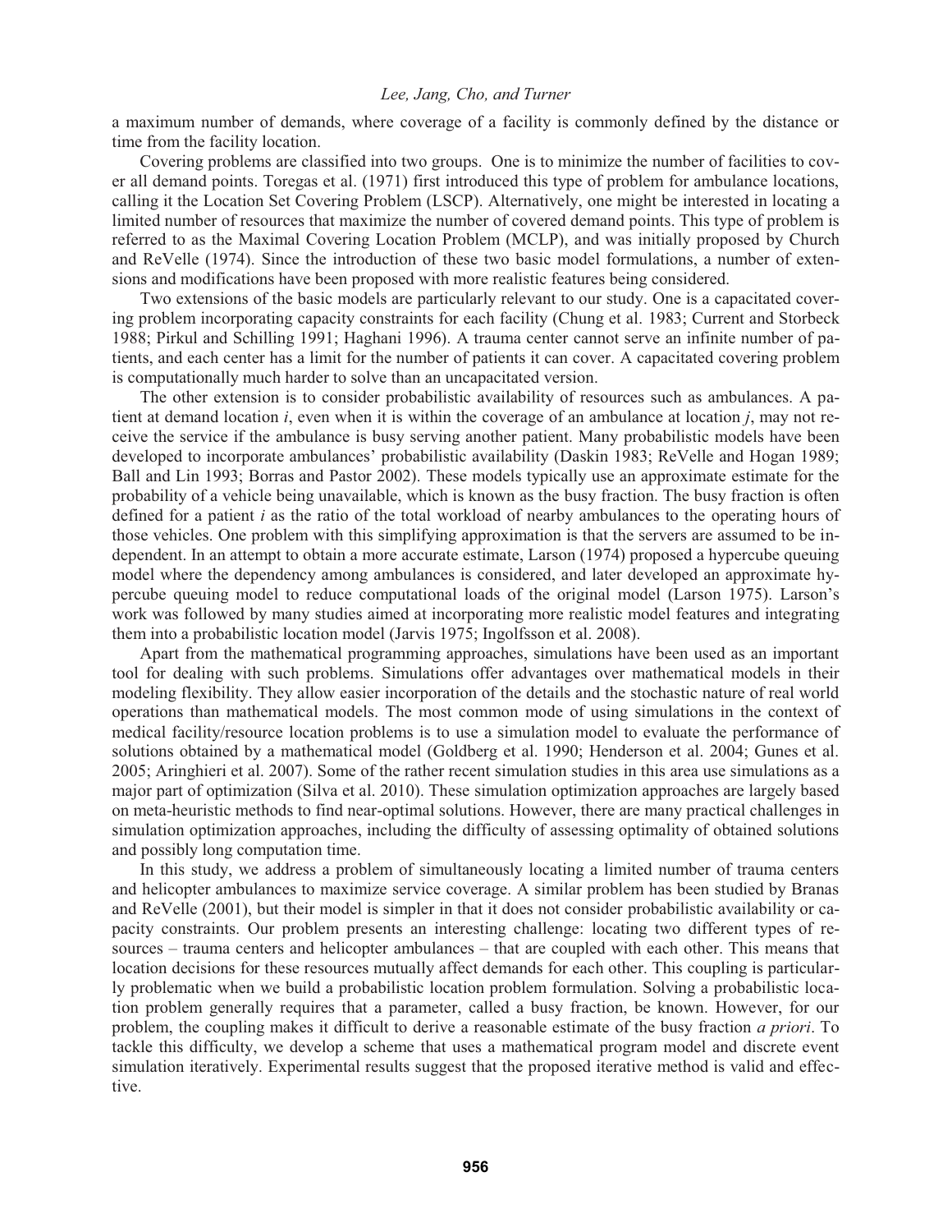a maximum number of demands, where coverage of a facility is commonly defined by the distance or time from the facility location.

Covering problems are classified into two groups. One is to minimize the number of facilities to cover all demand points. Toregas et al. (1971) first introduced this type of problem for ambulance locations, calling it the Location Set Covering Problem (LSCP). Alternatively, one might be interested in locating a limited number of resources that maximize the number of covered demand points. This type of problem is referred to as the Maximal Covering Location Problem (MCLP), and was initially proposed by Church and ReVelle (1974). Since the introduction of these two basic model formulations, a number of extensions and modifications have been proposed with more realistic features being considered.

Two extensions of the basic models are particularly relevant to our study. One is a capacitated covering problem incorporating capacity constraints for each facility (Chung et al. 1983; Current and Storbeck 1988; Pirkul and Schilling 1991; Haghani 1996). A trauma center cannot serve an infinite number of patients, and each center has a limit for the number of patients it can cover. A capacitated covering problem is computationally much harder to solve than an uncapacitated version.

The other extension is to consider probabilistic availability of resources such as ambulances. A patient at demand location *i*, even when it is within the coverage of an ambulance at location *j*, may not receive the service if the ambulance is busy serving another patient. Many probabilistic models have been developed to incorporate ambulances' probabilistic availability (Daskin 1983; ReVelle and Hogan 1989; Ball and Lin 1993; Borras and Pastor 2002). These models typically use an approximate estimate for the probability of a vehicle being unavailable, which is known as the busy fraction. The busy fraction is often defined for a patient *i* as the ratio of the total workload of nearby ambulances to the operating hours of those vehicles. One problem with this simplifying approximation is that the servers are assumed to be independent. In an attempt to obtain a more accurate estimate, Larson (1974) proposed a hypercube queuing model where the dependency among ambulances is considered, and later developed an approximate hypercube queuing model to reduce computational loads of the original model (Larson 1975). Larson's work was followed by many studies aimed at incorporating more realistic model features and integrating them into a probabilistic location model (Jarvis 1975; Ingolfsson et al. 2008).

Apart from the mathematical programming approaches, simulations have been used as an important tool for dealing with such problems. Simulations offer advantages over mathematical models in their modeling flexibility. They allow easier incorporation of the details and the stochastic nature of real world operations than mathematical models. The most common mode of using simulations in the context of medical facility/resource location problems is to use a simulation model to evaluate the performance of solutions obtained by a mathematical model (Goldberg et al. 1990; Henderson et al. 2004; Gunes et al. 2005; Aringhieri et al. 2007). Some of the rather recent simulation studies in this area use simulations as a major part of optimization (Silva et al. 2010). These simulation optimization approaches are largely based on meta-heuristic methods to find near-optimal solutions. However, there are many practical challenges in simulation optimization approaches, including the difficulty of assessing optimality of obtained solutions and possibly long computation time.

In this study, we address a problem of simultaneously locating a limited number of trauma centers and helicopter ambulances to maximize service coverage. A similar problem has been studied by Branas and ReVelle (2001), but their model is simpler in that it does not consider probabilistic availability or capacity constraints. Our problem presents an interesting challenge: locating two different types of resources – trauma centers and helicopter ambulances – that are coupled with each other. This means that location decisions for these resources mutually affect demands for each other. This coupling is particularly problematic when we build a probabilistic location problem formulation. Solving a probabilistic location problem generally requires that a parameter, called a busy fraction, be known. However, for our problem, the coupling makes it difficult to derive a reasonable estimate of the busy fraction *a priori*. To tackle this difficulty, we develop a scheme that uses a mathematical program model and discrete event simulation iteratively. Experimental results suggest that the proposed iterative method is valid and effective.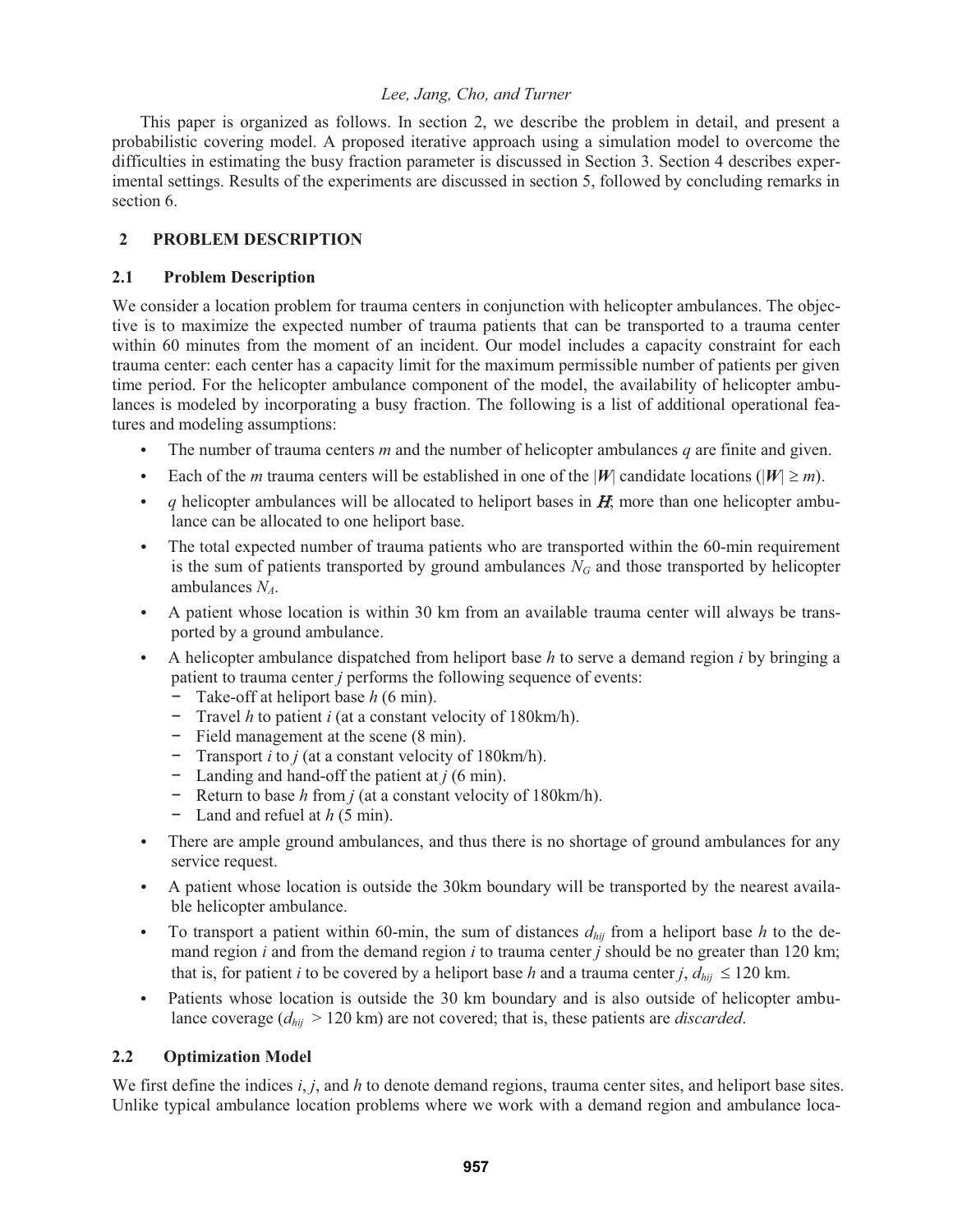This paper is organized as follows. In section 2, we describe the problem in detail, and present a probabilistic covering model. A proposed iterative approach using a simulation model to overcome the difficulties in estimating the busy fraction parameter is discussed in Section 3. Section 4 describes experimental settings. Results of the experiments are discussed in section 5, followed by concluding remarks in section 6.

## 2 PROBLEM DESCRIPTION

### 2.1 Problem Description

We consider a location problem for trauma centers in conjunction with helicopter ambulances. The objective is to maximize the expected number of trauma patients that can be transported to a trauma center within 60 minutes from the moment of an incident. Our model includes a capacity constraint for each trauma center: each center has a capacity limit for the maximum permissible number of patients per given time period. For the helicopter ambulance component of the model, the availability of helicopter ambulances is modeled by incorporating a busy fraction. The following is a list of additional operational features and modeling assumptions:

- The number of trauma centers $m$ and the number of helicopter ambulances $q$ are finite and given.
- Each of the $m$ trauma centers will be established in one of the $|\boldsymbol{W}|$ candidate locations ($|\boldsymbol{W}| \geq m$).
- $q$ helicopter ambulances will be allocated to heliport bases in $\boldsymbol{H}$; more than one helicopter ambulance can be allocated to one heliport base.
- The total expected number of trauma patients who are transported within the 60-min requirement is the sum of patients transported by ground ambulances $N_G$ and those transported by helicopter ambulances $N_A$.
- A patient whose location is within 30 km from an available trauma center will always be transported by a ground ambulance.
- A helicopter ambulance dispatched from heliport base $h$ to serve a demand region $i$ by bringing a patient to trauma center $j$ performs the following sequence of events:
  - Take-off at heliport base $h$ (6 min).
  - Travel $h$ to patient $i$ (at a constant velocity of 180km/h).
  - Field management at the scene (8 min).
  - Transport $i$ to $j$ (at a constant velocity of 180km/h).
  - Landing and hand-off the patient at $j$ (6 min).
  - Return to base $h$ from $j$ (at a constant velocity of 180km/h).
  - Land and refuel at $h$ (5 min).
- There are ample ground ambulances, and thus there is no shortage of ground ambulances for any service request.
- A patient whose location is outside the 30km boundary will be transported by the nearest available helicopter ambulance.
- To transport a patient within 60-min, the sum of distances $d_{hij}$ from a heliport base $h$ to the demand region $i$ and from the demand region $i$ to trauma center $j$ should be no greater than 120 km; that is, for patient $i$ to be covered by a heliport base $h$ and a trauma center $j$, $d_{hij} \leq 120$ km.
- Patients whose location is outside the 30 km boundary and is also outside of helicopter ambulance coverage ($d_{hij} > 120$ km) are not covered; that is, these patients are *discarded*.

### 2.2 Optimization Model

We first define the indices $i$, $j$, and $h$ to denote demand regions, trauma center sites, and heliport base sites. Unlike typical ambulance location problems where we work with a demand region and ambulance loca-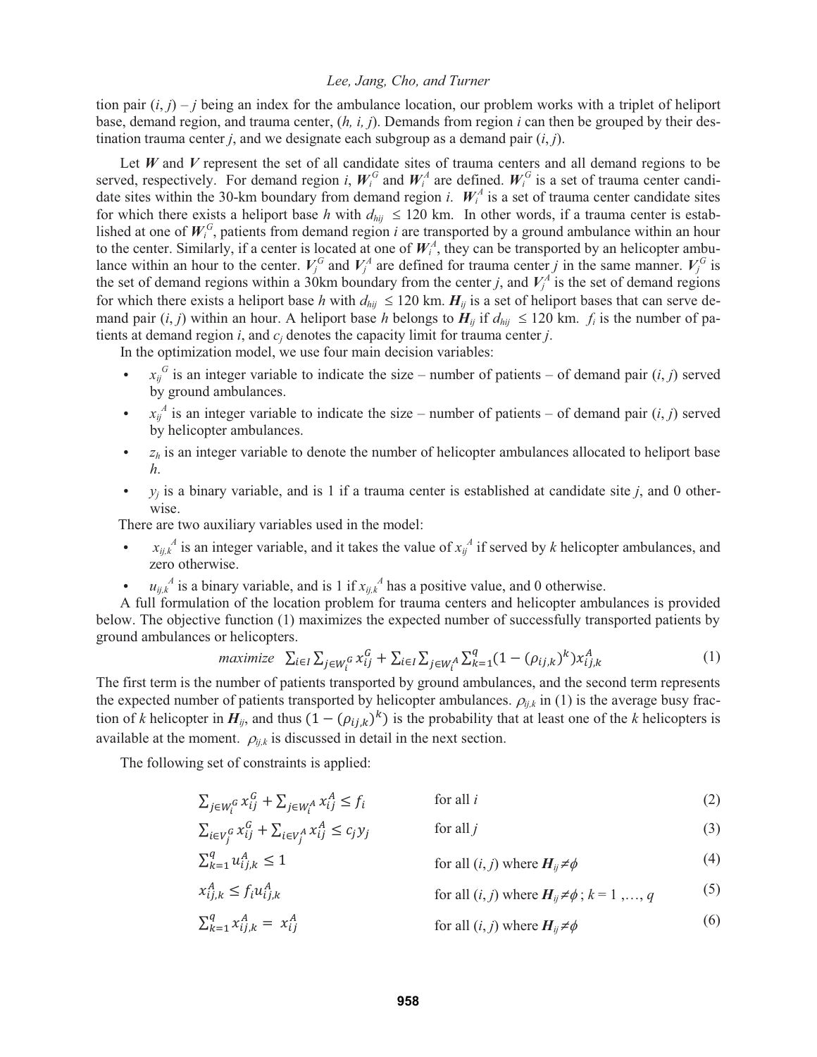tion pair $(i, j)$ – $j$ being an index for the ambulance location, our problem works with a triplet of heliport base, demand region, and trauma center, $(h, i, j)$. Demands from region $i$ can then be grouped by their destination trauma center $j$, and we designate each subgroup as a demand pair $(i, j)$.

Let $\boldsymbol{W}$ and $\boldsymbol{V}$ represent the set of all candidate sites of trauma centers and all demand regions to be served, respectively. For demand region $i$, $\boldsymbol{W}_i^G$ and $\boldsymbol{W}_i^A$ are defined. $\boldsymbol{W}_i^G$ is a set of trauma center candidate sites within the 30-km boundary from demand region $i$. $\boldsymbol{W}_i^A$ is a set of trauma center candidate sites for which there exists a heliport base $h$ with $d_{hij} \leq 120$ km. In other words, if a trauma center is established at one of $\boldsymbol{W}_i^G$, patients from demand region $i$ are transported by a ground ambulance within an hour to the center. Similarly, if a center is located at one of $\boldsymbol{W}_i^A$, they can be transported by an helicopter ambulance within an hour to the center. $\boldsymbol{V}_j^G$ and $\boldsymbol{V}_j^A$ are defined for trauma center $j$ in the same manner. $\boldsymbol{V}_j^G$ is the set of demand regions within a 30km boundary from the center $j$, and $\boldsymbol{V}_j^A$ is the set of demand regions for which there exists a heliport base $h$ with $d_{hij} \leq 120$ km. $\boldsymbol{H}_{ij}$ is a set of heliport bases that can serve demand pair $(i, j)$ within an hour. A heliport base $h$ belongs to $\boldsymbol{H}_{ij}$ if $d_{hij} \leq 120$ km. $f_i$ is the number of patients at demand region $i$, and $c_j$ denotes the capacity limit for trauma center $j$.

In the optimization model, we use four main decision variables:

- $x_{ij}^G$ is an integer variable to indicate the size – number of patients – of demand pair $(i, j)$ served by ground ambulances.
- $x_{ij}^A$ is an integer variable to indicate the size – number of patients – of demand pair $(i, j)$ served by helicopter ambulances.
- $z_h$ is an integer variable to denote the number of helicopter ambulances allocated to heliport base $h$.
- $y_j$ is a binary variable, and is 1 if a trauma center is established at candidate site $j$, and 0 otherwise.

There are two auxiliary variables used in the model:

- $x_{ij,k}^A$ is an integer variable, and it takes the value of $x_{ij}^A$ if served by $k$ helicopter ambulances, and zero otherwise.
- $u_{ij,k}^A$ is a binary variable, and is 1 if $x_{ij,k}^A$ has a positive value, and 0 otherwise.

A full formulation of the location problem for trauma centers and helicopter ambulances is provided below. The objective function (1) maximizes the expected number of successfully transported patients by ground ambulances or helicopters.

$$maximize \quad \sum_{i \in I} \sum_{j \in W_i^G} x_{ij}^G + \sum_{i \in I} \sum_{j \in W_i^A} \sum_{k=1}^{q} (1 - (\rho_{ij,k})^k) x_{ij,k}^A \tag{1}$$

The first term is the number of patients transported by ground ambulances, and the second term represents the expected number of patients transported by helicopter ambulances. $\rho_{ij,k}$ in (1) is the average busy fraction of $k$ helicopter in $\boldsymbol{H}_{ij}$, and thus $(1 - (\rho_{ij,k})^k)$ is the probability that at least one of the $k$ helicopters is available at the moment. $\rho_{ij,k}$ is discussed in detail in the next section.

The following set of constraints is applied:

$$\sum_{j \in W_i^G} x_{ij}^G + \sum_{j \in W_i^A} x_{ij}^A \leq f_i \qquad \text{for all } i \tag{2}$$

$$\sum_{i \in V_j^G} x_{ij}^G + \sum_{i \in V_j^A} x_{ij}^A \leq c_j y_j \qquad \text{for all } j \tag{3}$$

$$\sum_{k=1}^{q} u_{ij,k}^A \leq 1 \qquad \text{for all } (i, j) \text{ where } \boldsymbol{H}_{ij} \neq \phi \tag{4}$$

$$x_{ij,k}^A \leq f_i u_{ij,k}^A \qquad \text{for all } (i, j) \text{ where } \boldsymbol{H}_{ij} \neq \phi \text{ ; } k = 1, \ldots, q \tag{5}$$

$$\sum_{k=1}^{q} x_{ij,k}^A = x_{ij}^A \qquad \text{for all } (i, j) \text{ where } \boldsymbol{H}_{ij} \neq \phi \tag{6}$$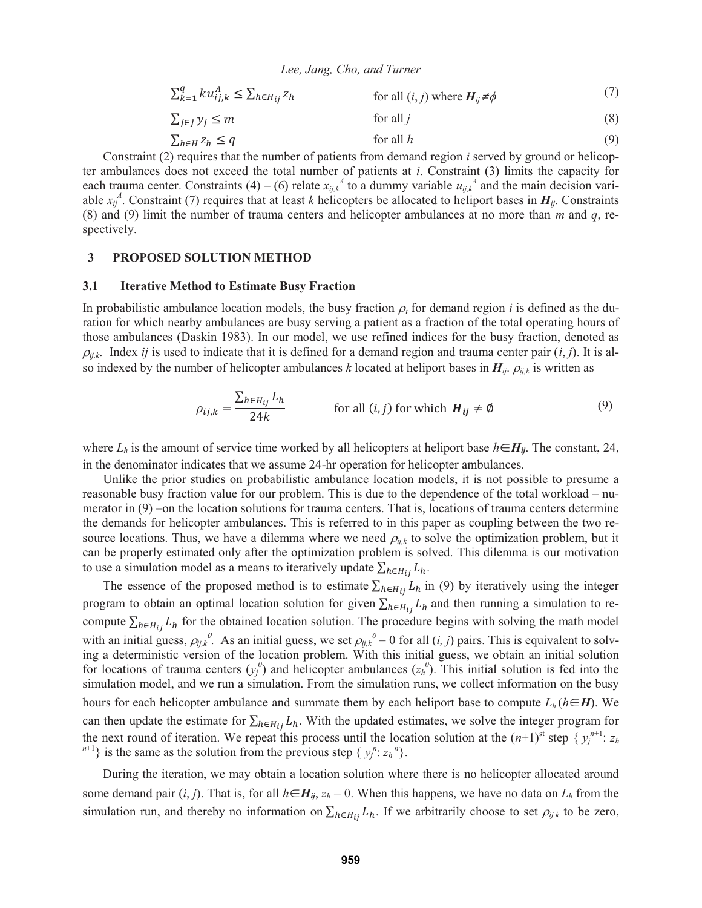$$\sum_{k=1}^{q} k u_{ij,k}^{A} \leq \sum_{h \in H_{ij}} z_h \qquad \text{for all } (i, j) \text{ where } \boldsymbol{H}_{ij} \neq \phi \tag{7}$$

$$\sum_{j \in J} y_j \leq m \qquad \text{for all } j \tag{8}$$

$$\sum_{h \in H} z_h \leq q \qquad \text{for all } h \tag{9}$$

Constraint (2) requires that the number of patients from demand region $i$ served by ground or helicopter ambulances does not exceed the total number of patients at $i$. Constraint (3) limits the capacity for each trauma center. Constraints (4) – (6) relate $x_{ij,k}^{A}$ to a dummy variable $u_{ij,k}^{A}$ and the main decision variable $x_{ij}^{A}$. Constraint (7) requires that at least $k$ helicopters be allocated to heliport bases in $\boldsymbol{H}_{ij}$. Constraints (8) and (9) limit the number of trauma centers and helicopter ambulances at no more than $m$ and $q$, respectively.

## 3 PROPOSED SOLUTION METHOD

### 3.1 Iterative Method to Estimate Busy Fraction

In probabilistic ambulance location models, the busy fraction $\rho_i$ for demand region $i$ is defined as the duration for which nearby ambulances are busy serving a patient as a fraction of the total operating hours of those ambulances (Daskin 1983). In our model, we use refined indices for the busy fraction, denoted as $\rho_{ij,k}$. Index $ij$ is used to indicate that it is defined for a demand region and trauma center pair $(i, j)$. It is also indexed by the number of helicopter ambulances $k$ located at heliport bases in $\boldsymbol{H}_{ij}$. $\rho_{ij,k}$ is written as

$$\rho_{ij,k} = \frac{\sum_{h \in H_{ij}} L_h}{24k} \qquad \text{for all } (i, j) \text{ for which } \boldsymbol{H_{ij}} \neq \emptyset \tag{9}$$

where $L_h$ is the amount of service time worked by all helicopters at heliport base $h \in \boldsymbol{H_{ij}}$. The constant, 24, in the denominator indicates that we assume 24-hr operation for helicopter ambulances.

Unlike the prior studies on probabilistic ambulance location models, it is not possible to presume a reasonable busy fraction value for our problem. This is due to the dependence of the total workload – numerator in (9) –on the location solutions for trauma centers. That is, locations of trauma centers determine the demands for helicopter ambulances. This is referred to in this paper as coupling between the two resource locations. Thus, we have a dilemma where we need $\rho_{ij,k}$ to solve the optimization problem, but it can be properly estimated only after the optimization problem is solved. This dilemma is our motivation to use a simulation model as a means to iteratively update $\sum_{h \in H_{ij}} L_h$.

The essence of the proposed method is to estimate $\sum_{h \in H_{ij}} L_h$ in (9) by iteratively using the integer program to obtain an optimal location solution for given $\sum_{h \in H_{ij}} L_h$ and then running a simulation to recompute $\sum_{h \in H_{ij}} L_h$ for the obtained location solution. The procedure begins with solving the math model with an initial guess, $\rho_{ij,k}^{0}$. As an initial guess, we set $\rho_{ij,k}^{0} = 0$ for all $(i, j)$ pairs. This is equivalent to solving a deterministic version of the location problem. With this initial guess, we obtain an initial solution for locations of trauma centers ($y_j^{0}$) and helicopter ambulances ($z_h^{0}$). This initial solution is fed into the simulation model, and we run a simulation. From the simulation runs, we collect information on the busy hours for each helicopter ambulance and summate them by each heliport base to compute $L_h (h \in \boldsymbol{H})$. We can then update the estimate for $\sum_{h \in H_{ij}} L_h$. With the updated estimates, we solve the integer program for the next round of iteration. We repeat this process until the location solution at the $(n+1)^{\text{st}}$ step $\{ y_j^{n+1}: z_h^{n+1} \}$ is the same as the solution from the previous step $\{ y_j^{n}: z_h^{n} \}$.

During the iteration, we may obtain a location solution where there is no helicopter allocated around some demand pair $(i, j)$. That is, for all $h \in \boldsymbol{H_{ij}}$, $z_h = 0$. When this happens, we have no data on $L_h$ from the simulation run, and thereby no information on $\sum_{h \in H_{ij}} L_h$. If we arbitrarily choose to set $\rho_{ij,k}$ to be zero,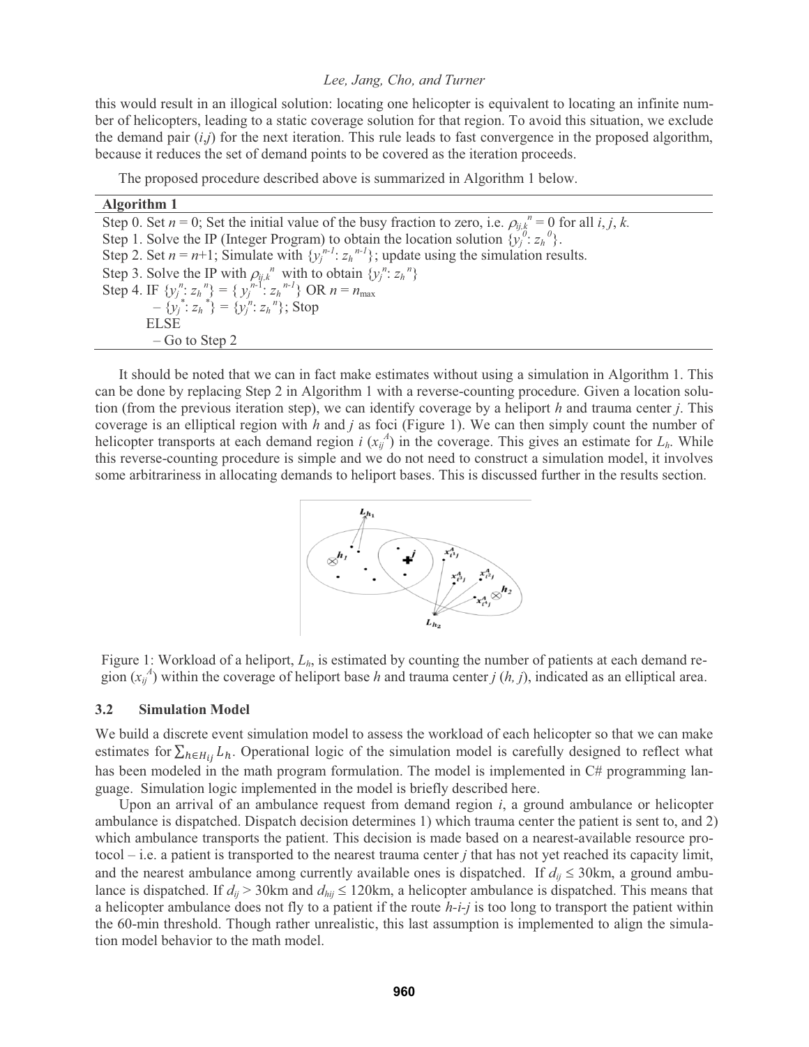this would result in an illogical solution: locating one helicopter is equivalent to locating an infinite number of helicopters, leading to a static coverage solution for that region. To avoid this situation, we exclude the demand pair $(i,j)$ for the next iteration. This rule leads to fast convergence in the proposed algorithm, because it reduces the set of demand points to be covered as the iteration proceeds.

The proposed procedure described above is summarized in Algorithm 1 below.

**Algorithm 1**

Step 0. Set $n = 0$; Set the initial value of the busy fraction to zero, i.e. $\rho_{ij,k}^{n} = 0$ for all $i$, $j$, $k$.
Step 1. Solve the IP (Integer Program) to obtain the location solution $\{y_j^{0} : z_h^{0}\}$.
Step 2. Set $n = n+1$; Simulate with $\{y_j^{n-1} : z_h^{n-1}\}$; update using the simulation results.
Step 3. Solve the IP with $\rho_{ij,k}^{n}$ with to obtain $\{y_j^{n} : z_h^{n}\}$
Step 4. IF $\{y_j^{n} : z_h^{n}\} = \{y_j^{n-1} : z_h^{n-1}\}$ OR $n = n_{\max}$
  – $\{y_j^{*} : z_h^{*}\} = \{y_j^{n} : z_h^{n}\}$; Stop
 ELSE
  – Go to Step 2

It should be noted that we can in fact make estimates without using a simulation in Algorithm 1. This can be done by replacing Step 2 in Algorithm 1 with a reverse-counting procedure. Given a location solution (from the previous iteration step), we can identify coverage by a heliport $h$ and trauma center $j$. This coverage is an elliptical region with $h$ and $j$ as foci (Figure 1). We can then simply count the number of helicopter transports at each demand region $i$ ($x_{ij}^{A}$) in the coverage. This gives an estimate for $L_h$. While this reverse-counting procedure is simple and we do not need to construct a simulation model, it involves some arbitrariness in allocating demands to heliport bases. This is discussed further in the results section.

Figure 1: Workload of a heliport, $L_h$, is estimated by counting the number of patients at each demand region ($x_{ij}^{A}$) within the coverage of heliport base $h$ and trauma center $j$ ($h$, $j$), indicated as an elliptical area.

### 3.2 Simulation Model

We build a discrete event simulation model to assess the workload of each helicopter so that we can make estimates for $\sum_{h \in H_{ij}} L_h$. Operational logic of the simulation model is carefully designed to reflect what has been modeled in the math program formulation. The model is implemented in C# programming language. Simulation logic implemented in the model is briefly described here.

Upon an arrival of an ambulance request from demand region $i$, a ground ambulance or helicopter ambulance is dispatched. Dispatch decision determines 1) which trauma center the patient is sent to, and 2) which ambulance transports the patient. This decision is made based on a nearest-available resource protocol – i.e. a patient is transported to the nearest trauma center $j$ that has not yet reached its capacity limit, and the nearest ambulance among currently available ones is dispatched. If $d_{ij} \leq 30$km, a ground ambulance is dispatched. If $d_{ij} > 30$km and $d_{hij} \leq 120$km, a helicopter ambulance is dispatched. This means that a helicopter ambulance does not fly to a patient if the route $h$-$i$-$j$ is too long to transport the patient within the 60-min threshold. Though rather unrealistic, this last assumption is implemented to align the simulation model behavior to the math model.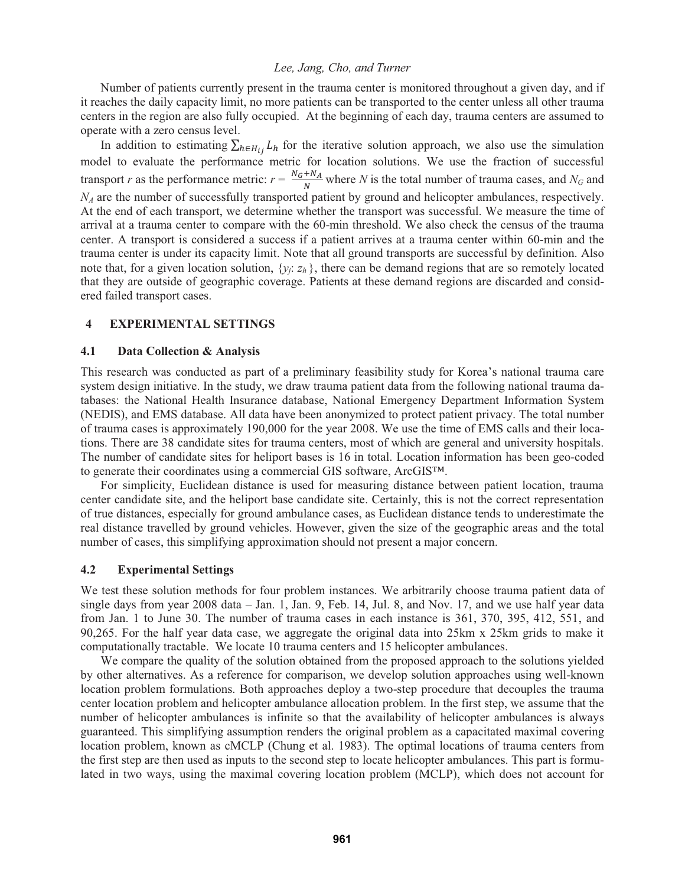Number of patients currently present in the trauma center is monitored throughout a given day, and if it reaches the daily capacity limit, no more patients can be transported to the center unless all other trauma centers in the region are also fully occupied. At the beginning of each day, trauma centers are assumed to operate with a zero census level.

In addition to estimating $\sum_{h \in H_{ij}} L_h$ for the iterative solution approach, we also use the simulation model to evaluate the performance metric for location solutions. We use the fraction of successful transport *r* as the performance metric: $r = \frac{N_G + N_A}{N}$ where *N* is the total number of trauma cases, and $N_G$ and $N_A$ are the number of successfully transported patient by ground and helicopter ambulances, respectively. At the end of each transport, we determine whether the transport was successful. We measure the time of arrival at a trauma center to compare with the 60-min threshold. We also check the census of the trauma center. A transport is considered a success if a patient arrives at a trauma center within 60-min and the trauma center is under its capacity limit. Note that all ground transports are successful by definition. Also note that, for a given location solution, $\{y_j : z_h\}$, there can be demand regions that are so remotely located that they are outside of geographic coverage. Patients at these demand regions are discarded and considered failed transport cases.

## 4 EXPERIMENTAL SETTINGS

### 4.1 Data Collection & Analysis

This research was conducted as part of a preliminary feasibility study for Korea's national trauma care system design initiative. In the study, we draw trauma patient data from the following national trauma databases: the National Health Insurance database, National Emergency Department Information System (NEDIS), and EMS database. All data have been anonymized to protect patient privacy. The total number of trauma cases is approximately 190,000 for the year 2008. We use the time of EMS calls and their locations. There are 38 candidate sites for trauma centers, most of which are general and university hospitals. The number of candidate sites for heliport bases is 16 in total. Location information has been geo-coded to generate their coordinates using a commercial GIS software, ArcGIS™.

For simplicity, Euclidean distance is used for measuring distance between patient location, trauma center candidate site, and the heliport base candidate site. Certainly, this is not the correct representation of true distances, especially for ground ambulance cases, as Euclidean distance tends to underestimate the real distance travelled by ground vehicles. However, given the size of the geographic areas and the total number of cases, this simplifying approximation should not present a major concern.

### 4.2 Experimental Settings

We test these solution methods for four problem instances. We arbitrarily choose trauma patient data of single days from year 2008 data – Jan. 1, Jan. 9, Feb. 14, Jul. 8, and Nov. 17, and we use half year data from Jan. 1 to June 30. The number of trauma cases in each instance is 361, 370, 395, 412, 551, and 90,265. For the half year data case, we aggregate the original data into 25km x 25km grids to make it computationally tractable. We locate 10 trauma centers and 15 helicopter ambulances.

We compare the quality of the solution obtained from the proposed approach to the solutions yielded by other alternatives. As a reference for comparison, we develop solution approaches using well-known location problem formulations. Both approaches deploy a two-step procedure that decouples the trauma center location problem and helicopter ambulance allocation problem. In the first step, we assume that the number of helicopter ambulances is infinite so that the availability of helicopter ambulances is always guaranteed. This simplifying assumption renders the original problem as a capacitated maximal covering location problem, known as cMCLP (Chung et al. 1983). The optimal locations of trauma centers from the first step are then used as inputs to the second step to locate helicopter ambulances. This part is formulated in two ways, using the maximal covering location problem (MCLP), which does not account for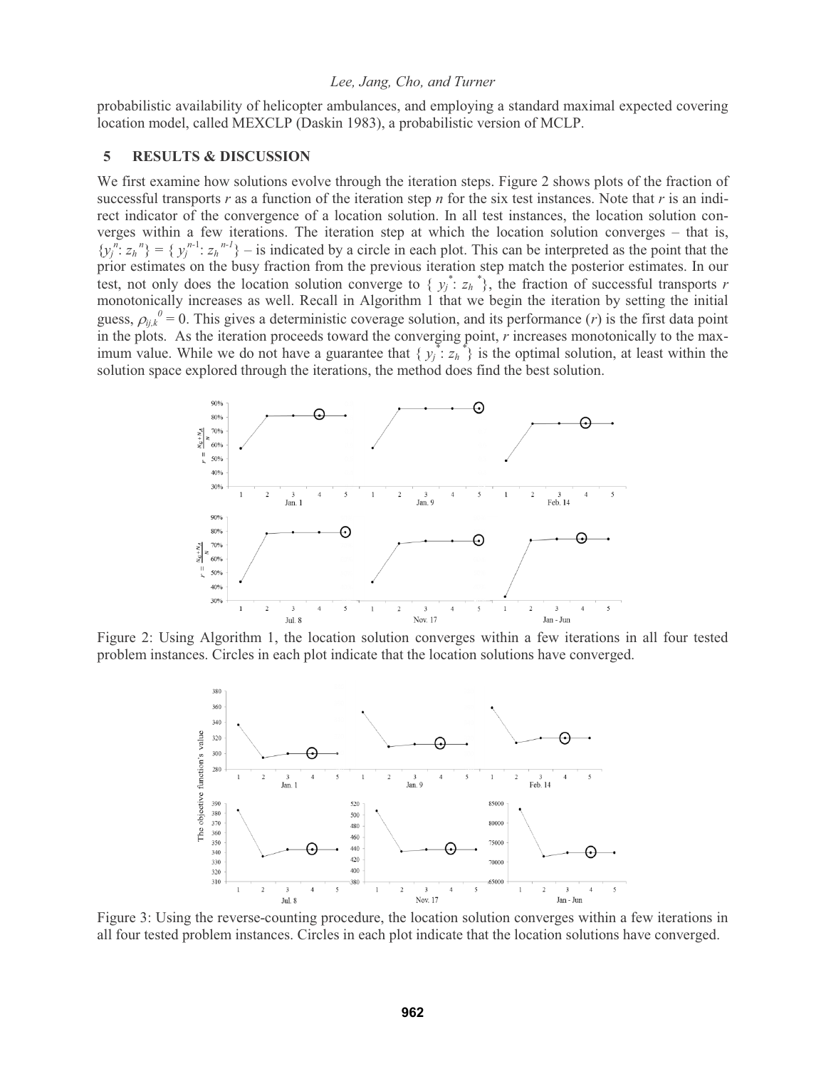probabilistic availability of helicopter ambulances, and employing a standard maximal expected covering location model, called MEXCLP (Daskin 1983), a probabilistic version of MCLP.

## 5 RESULTS & DISCUSSION

We first examine how solutions evolve through the iteration steps. Figure 2 shows plots of the fraction of successful transports $r$ as a function of the iteration step $n$ for the six test instances. Note that $r$ is an indirect indicator of the convergence of a location solution. In all test instances, the location solution converges within a few iterations. The iteration step at which the location solution converges – that is, $\{y_j^n: z_h^n\} = \{y_j^{n-1}: z_h^{n-1}\}$ – is indicated by a circle in each plot. This can be interpreted as the point that the prior estimates on the busy fraction from the previous iteration step match the posterior estimates. In our test, not only does the location solution converge to $\{y_j^*: z_h^*\}$, the fraction of successful transports $r$ monotonically increases as well. Recall in Algorithm 1 that we begin the iteration by setting the initial guess, $\rho_{ij,k}^0 = 0$. This gives a deterministic coverage solution, and its performance ($r$) is the first data point in the plots. As the iteration proceeds toward the converging point, $r$ increases monotonically to the maximum value. While we do not have a guarantee that $\{y_j^*: z_h^*\}$ is the optimal solution, at least within the solution space explored through the iterations, the method does find the best solution.

Figure 2: Using Algorithm 1, the location solution converges within a few iterations in all four tested problem instances. Circles in each plot indicate that the location solutions have converged.

Figure 3: Using the reverse-counting procedure, the location solution converges within a few iterations in all four tested problem instances. Circles in each plot indicate that the location solutions have converged.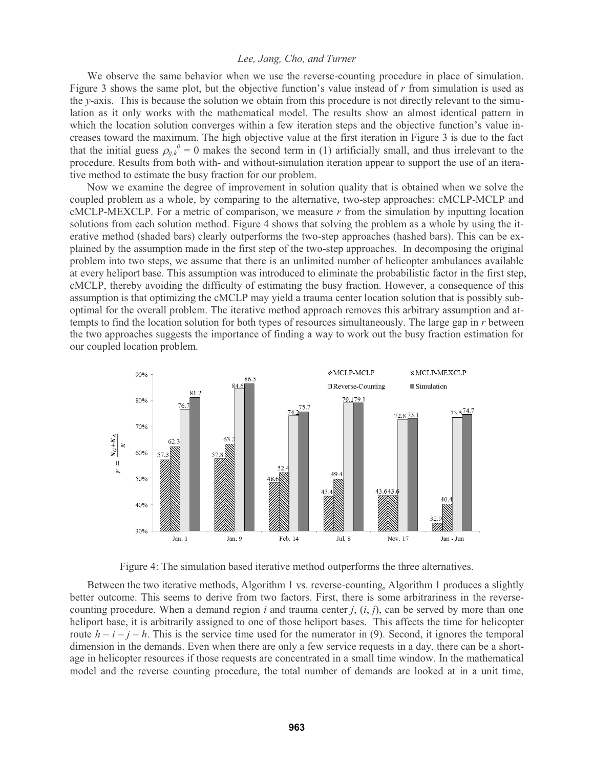We observe the same behavior when we use the reverse-counting procedure in place of simulation. Figure 3 shows the same plot, but the objective function's value instead of $r$ from simulation is used as the $y$-axis. This is because the solution we obtain from this procedure is not directly relevant to the simulation as it only works with the mathematical model. The results show an almost identical pattern in which the location solution converges within a few iteration steps and the objective function's value increases toward the maximum. The high objective value at the first iteration in Figure 3 is due to the fact that the initial guess $\rho_{ij,k}^{0} = 0$ makes the second term in (1) artificially small, and thus irrelevant to the procedure. Results from both with- and without-simulation iteration appear to support the use of an iterative method to estimate the busy fraction for our problem.

Now we examine the degree of improvement in solution quality that is obtained when we solve the coupled problem as a whole, by comparing to the alternative, two-step approaches: cMCLP-MCLP and cMCLP-MEXCLP. For a metric of comparison, we measure $r$ from the simulation by inputting location solutions from each solution method. Figure 4 shows that solving the problem as a whole by using the iterative method (shaded bars) clearly outperforms the two-step approaches (hashed bars). This can be explained by the assumption made in the first step of the two-step approaches. In decomposing the original problem into two steps, we assume that there is an unlimited number of helicopter ambulances available at every heliport base. This assumption was introduced to eliminate the probabilistic factor in the first step, cMCLP, thereby avoiding the difficulty of estimating the busy fraction. However, a consequence of this assumption is that optimizing the cMCLP may yield a trauma center location solution that is possibly suboptimal for the overall problem. The iterative method approach removes this arbitrary assumption and attempts to find the location solution for both types of resources simultaneously. The large gap in $r$ between the two approaches suggests the importance of finding a way to work out the busy fraction estimation for our coupled location problem.

| | MCLP-MCLP | MCLP-MEXCLP | Reverse-Counting | Simulation |
| --- | --- | --- | --- | --- |
| Jan. 1 | 57.3 | 62.3 | 76.7 | 81.2 |
| Jan. 9 | 57.8 | 63.2 | 84.6 | 86.5 |
| Feb. 14 | 48.6 | 52.4 | 74.2 | 75.7 |
| Jul. 8 | 43.4 | 49.4 | 79.1 | 79.1 |
| Nov. 17 | 43.6 | 43.6 | 72.8 | 73.1 |
| Jan - Jun | 32.9 | 40.4 | 73.5 | 74.7 |

($y$-axis: $r = \frac{N_G + N_A}{N}$)

Figure 4: The simulation based iterative method outperforms the three alternatives.

Between the two iterative methods, Algorithm 1 vs. reverse-counting, Algorithm 1 produces a slightly better outcome. This seems to derive from two factors. First, there is some arbitrariness in the reverse-counting procedure. When a demand region $i$ and trauma center $j$, $(i, j)$, can be served by more than one heliport base, it is arbitrarily assigned to one of those heliport bases. This affects the time for helicopter route $h - i - j - h$. This is the service time used for the numerator in (9). Second, it ignores the temporal dimension in the demands. Even when there are only a few service requests in a day, there can be a shortage in helicopter resources if those requests are concentrated in a small time window. In the mathematical model and the reverse counting procedure, the total number of demands are looked at in a unit time,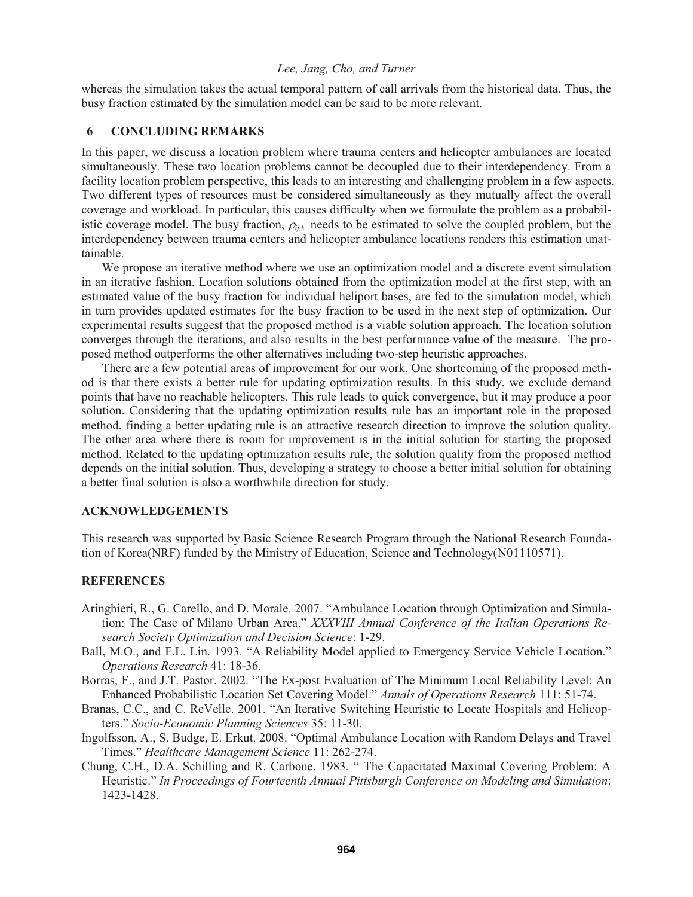whereas the simulation takes the actual temporal pattern of call arrivals from the historical data. Thus, the busy fraction estimated by the simulation model can be said to be more relevant.

## 6 CONCLUDING REMARKS

In this paper, we discuss a location problem where trauma centers and helicopter ambulances are located simultaneously. These two location problems cannot be decoupled due to their interdependency. From a facility location problem perspective, this leads to an interesting and challenging problem in a few aspects. Two different types of resources must be considered simultaneously as they mutually affect the overall coverage and workload. In particular, this causes difficulty when we formulate the problem as a probabilistic coverage model. The busy fraction, $\rho_{ij,k}$ needs to be estimated to solve the coupled problem, but the interdependency between trauma centers and helicopter ambulance locations renders this estimation unattainable.

We propose an iterative method where we use an optimization model and a discrete event simulation in an iterative fashion. Location solutions obtained from the optimization model at the first step, with an estimated value of the busy fraction for individual heliport bases, are fed to the simulation model, which in turn provides updated estimates for the busy fraction to be used in the next step of optimization. Our experimental results suggest that the proposed method is a viable solution approach. The location solution converges through the iterations, and also results in the best performance value of the measure. The proposed method outperforms the other alternatives including two-step heuristic approaches.

There are a few potential areas of improvement for our work. One shortcoming of the proposed method is that there exists a better rule for updating optimization results. In this study, we exclude demand points that have no reachable helicopters. This rule leads to quick convergence, but it may produce a poor solution. Considering that the updating optimization results rule has an important role in the proposed method, finding a better updating rule is an attractive research direction to improve the solution quality. The other area where there is room for improvement is in the initial solution for starting the proposed method. Related to the updating optimization results rule, the solution quality from the proposed method depends on the initial solution. Thus, developing a strategy to choose a better initial solution for obtaining a better final solution is also a worthwhile direction for study.

## ACKNOWLEDGEMENTS

This research was supported by Basic Science Research Program through the National Research Foundation of Korea(NRF) funded by the Ministry of Education, Science and Technology(N01110571).

## REFERENCES

Aringhieri, R., G. Carello, and D. Morale. 2007. "Ambulance Location through Optimization and Simulation: The Case of Milano Urban Area." *XXXVIII Annual Conference of the Italian Operations Research Society Optimization and Decision Science*: 1-29.

Ball, M.O., and F.L. Lin. 1993. "A Reliability Model applied to Emergency Service Vehicle Location." *Operations Research* 41: 18-36.

Borras, F., and J.T. Pastor. 2002. "The Ex-post Evaluation of The Minimum Local Reliability Level: An Enhanced Probabilistic Location Set Covering Model." *Annals of Operations Research* 111: 51-74.

Branas, C.C., and C. ReVelle. 2001. "An Iterative Switching Heuristic to Locate Hospitals and Helicopters." *Socio-Economic Planning Sciences* 35: 11-30.

Ingolfsson, A., S. Budge, E. Erkut. 2008. "Optimal Ambulance Location with Random Delays and Travel Times." *Healthcare Management Science* 11: 262-274.

Chung, C.H., D.A. Schilling and R. Carbone. 1983. " The Capacitated Maximal Covering Problem: A Heuristic." *In Proceedings of Fourteenth Annual Pittsburgh Conference on Modeling and Simulation*: 1423-1428.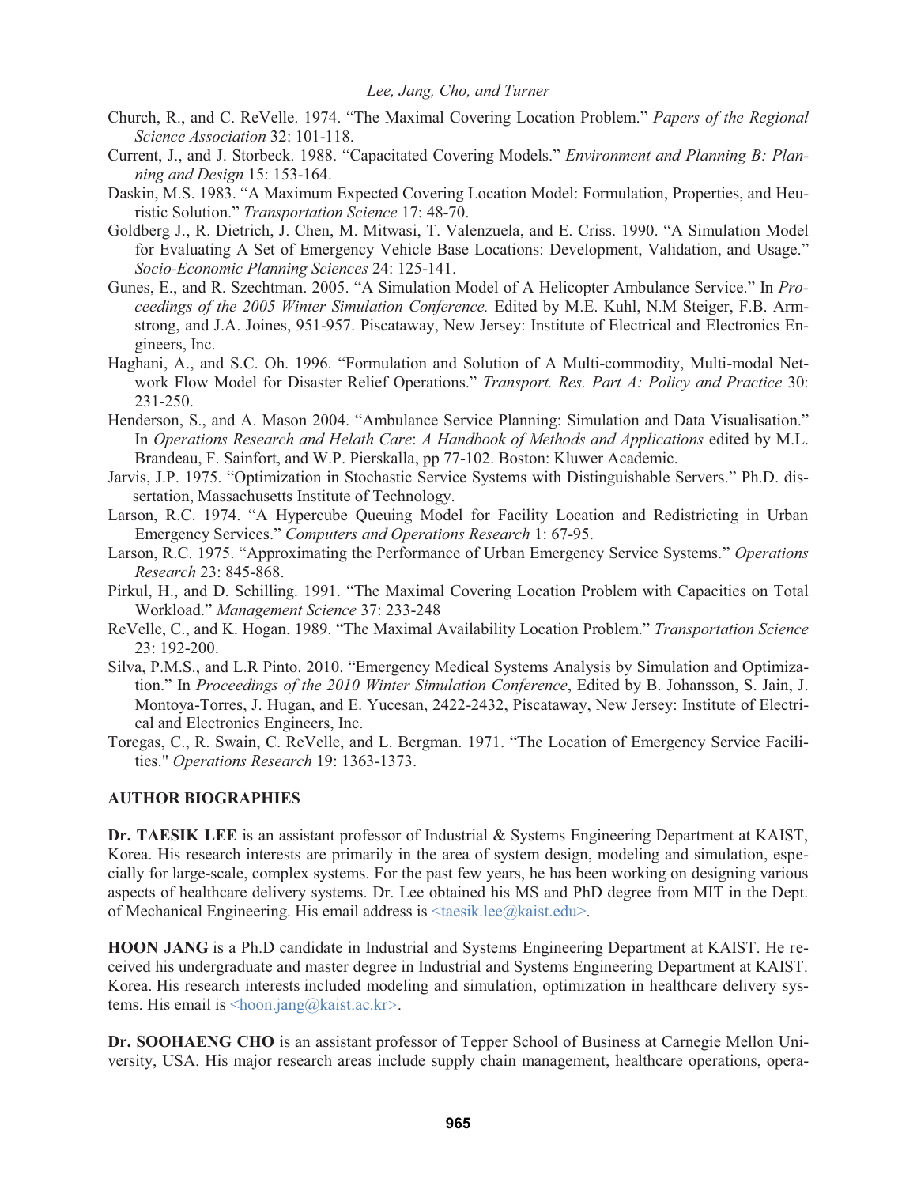Church, R., and C. ReVelle. 1974. "The Maximal Covering Location Problem." *Papers of the Regional Science Association* 32: 101-118.

Current, J., and J. Storbeck. 1988. "Capacitated Covering Models." *Environment and Planning B: Planning and Design* 15: 153-164.

Daskin, M.S. 1983. "A Maximum Expected Covering Location Model: Formulation, Properties, and Heuristic Solution." *Transportation Science* 17: 48-70.

Goldberg J., R. Dietrich, J. Chen, M. Mitwasi, T. Valenzuela, and E. Criss. 1990. "A Simulation Model for Evaluating A Set of Emergency Vehicle Base Locations: Development, Validation, and Usage." *Socio-Economic Planning Sciences* 24: 125-141.

Gunes, E., and R. Szechtman. 2005. "A Simulation Model of A Helicopter Ambulance Service." In *Proceedings of the 2005 Winter Simulation Conference.* Edited by M.E. Kuhl, N.M Steiger, F.B. Armstrong, and J.A. Joines, 951-957. Piscataway, New Jersey: Institute of Electrical and Electronics Engineers, Inc.

Haghani, A., and S.C. Oh. 1996. "Formulation and Solution of A Multi-commodity, Multi-modal Network Flow Model for Disaster Relief Operations." *Transport. Res. Part A: Policy and Practice* 30: 231-250.

Henderson, S., and A. Mason 2004. "Ambulance Service Planning: Simulation and Data Visualisation." In *Operations Research and Helath Care*: *A Handbook of Methods and Applications* edited by M.L. Brandeau, F. Sainfort, and W.P. Pierskalla, pp 77-102. Boston: Kluwer Academic.

Jarvis, J.P. 1975. "Optimization in Stochastic Service Systems with Distinguishable Servers." Ph.D. dissertation, Massachusetts Institute of Technology.

Larson, R.C. 1974. "A Hypercube Queuing Model for Facility Location and Redistricting in Urban Emergency Services." *Computers and Operations Research* 1: 67-95.

Larson, R.C. 1975. "Approximating the Performance of Urban Emergency Service Systems." *Operations Research* 23: 845-868.

Pirkul, H., and D. Schilling. 1991. "The Maximal Covering Location Problem with Capacities on Total Workload." *Management Science* 37: 233-248

ReVelle, C., and K. Hogan. 1989. "The Maximal Availability Location Problem." *Transportation Science* 23: 192-200.

Silva, P.M.S., and L.R Pinto. 2010. "Emergency Medical Systems Analysis by Simulation and Optimization." In *Proceedings of the 2010 Winter Simulation Conference*, Edited by B. Johansson, S. Jain, J. Montoya-Torres, J. Hugan, and E. Yucesan, 2422-2432, Piscataway, New Jersey: Institute of Electrical and Electronics Engineers, Inc.

Toregas, C., R. Swain, C. ReVelle, and L. Bergman. 1971. "The Location of Emergency Service Facilities." *Operations Research* 19: 1363-1373.

## AUTHOR BIOGRAPHIES

**Dr. TAESIK LEE** is an assistant professor of Industrial & Systems Engineering Department at KAIST, Korea. His research interests are primarily in the area of system design, modeling and simulation, especially for large-scale, complex systems. For the past few years, he has been working on designing various aspects of healthcare delivery systems. Dr. Lee obtained his MS and PhD degree from MIT in the Dept. of Mechanical Engineering. His email address is <taesik.lee@kaist.edu>.

**HOON JANG** is a Ph.D candidate in Industrial and Systems Engineering Department at KAIST. He received his undergraduate and master degree in Industrial and Systems Engineering Department at KAIST. Korea. His research interests included modeling and simulation, optimization in healthcare delivery systems. His email is <hoon.jang@kaist.ac.kr>.

**Dr. SOOHAENG CHO** is an assistant professor of Tepper School of Business at Carnegie Mellon University, USA. His major research areas include supply chain management, healthcare operations, opera-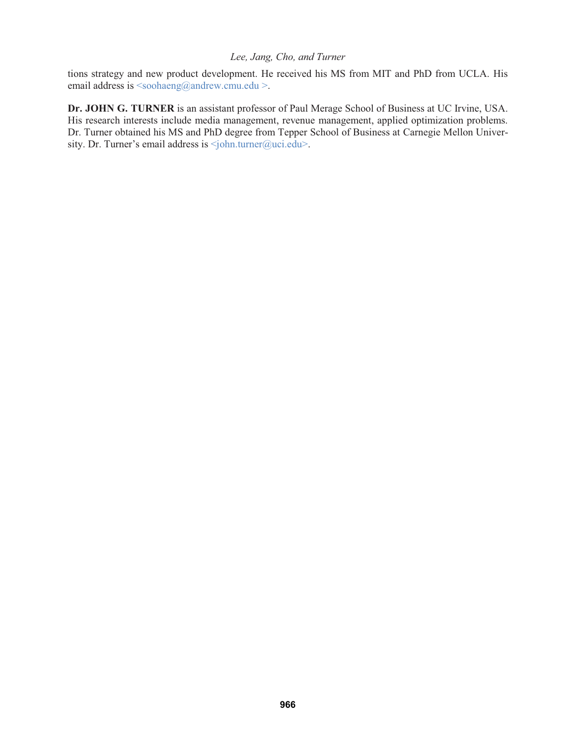tions strategy and new product development. He received his MS from MIT and PhD from UCLA. His email address is <soohaeng@andrew.cmu.edu >.

**Dr. JOHN G. TURNER** is an assistant professor of Paul Merage School of Business at UC Irvine, USA. His research interests include media management, revenue management, applied optimization problems. Dr. Turner obtained his MS and PhD degree from Tepper School of Business at Carnegie Mellon University. Dr. Turner's email address is <john.turner@uci.edu>.